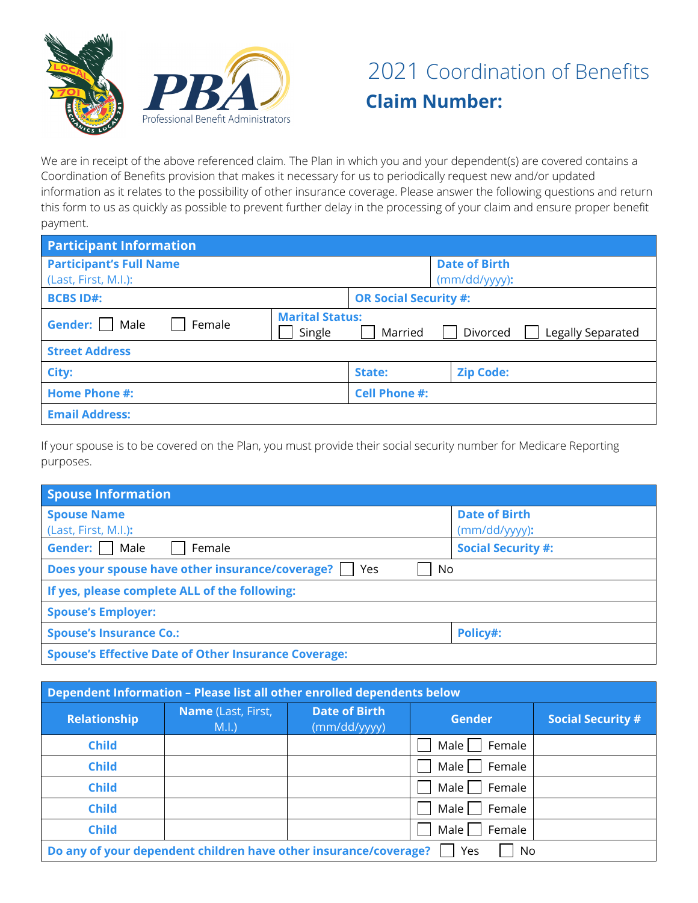# 2021 Coordination of Benefits

## Claim Number:

We are in receipt of the above referenced claim. The Plan in which you and your dependent(s) are covered contains a Coordination of Benefits provision that makes it necessary for us to periodically request new and/or updated information as it relates to the possibility of other insurance coverage. Please answer the following questions and return this form to us as quickly as possible to prevent further delay in the processing of your claim and ensure proper benefit payment.

| Participant Information | | |
|---|---|---|
| **Participant's Full Name** (Last, First, M.I.): | | **Date of Birth** (mm/dd/yyyy): |
| **BCBS ID#:** | **OR Social Security #:** | |
| **Gender:** ☐ Male ☐ Female | **Marital Status:** ☐ Single ☐ Married ☐ Divorced ☐ Legally Separated | |
| **Street Address** | | |
| **City:** | **State:** | **Zip Code:** |
| **Home Phone #:** | **Cell Phone #:** | |
| **Email Address:** | | |

If your spouse is to be covered on the Plan, you must provide their social security number for Medicare Reporting purposes.

| Spouse Information | |
|---|---|
| **Spouse Name** (Last, First, M.I.): | **Date of Birth** (mm/dd/yyyy): |
| **Gender:** ☐ Male ☐ Female | **Social Security #:** |
| **Does your spouse have other insurance/coverage?** ☐ Yes ☐ No | |
| **If yes, please complete ALL of the following:** | |
| **Spouse's Employer:** | |
| **Spouse's Insurance Co.:** | **Policy#:** |
| **Spouse's Effective Date of Other Insurance Coverage:** | |

| Dependent Information – Please list all other enrolled dependents below | | | | |
|---|---|---|---|---|
| **Relationship** | **Name** (Last, First, M.I.) | **Date of Birth** (mm/dd/yyyy) | **Gender** | **Social Security #** |
| **Child** | | | ☐ Male ☐ Female | |
| **Child** | | | ☐ Male ☐ Female | |
| **Child** | | | ☐ Male ☐ Female | |
| **Child** | | | ☐ Male ☐ Female | |
| **Child** | | | ☐ Male ☐ Female | |
| **Do any of your dependent children have other insurance/coverage?** ☐ Yes ☐ No | | | | |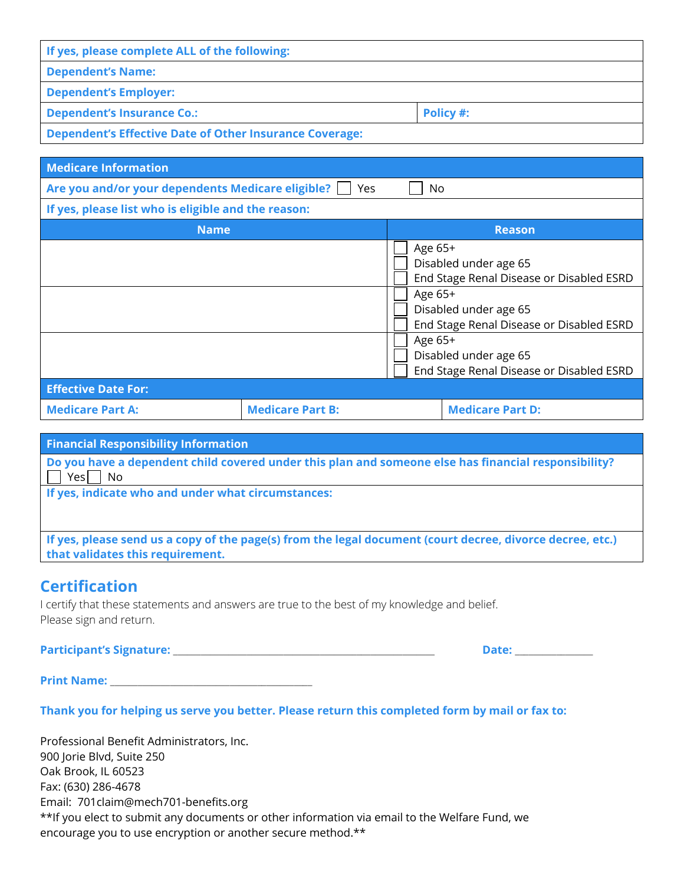| If yes, please complete ALL of the following: | |
|---|---|
| **Dependent's Name:** | |
| **Dependent's Employer:** | |
| **Dependent's Insurance Co.:** | **Policy #:** |
| **Dependent's Effective Date of Other Insurance Coverage:** | |

| **Medicare Information** | | |
|---|---|---|
| **Are you and/or your dependents Medicare eligible?** ☐ Yes ☐ No | | |
| **If yes, please list who is eligible and the reason:** | | |
| **Name** | **Reason** | |
| | ☐ Age 65+<br>☐ Disabled under age 65<br>☐ End Stage Renal Disease or Disabled ESRD | |
| | ☐ Age 65+<br>☐ Disabled under age 65<br>☐ End Stage Renal Disease or Disabled ESRD | |
| | ☐ Age 65+<br>☐ Disabled under age 65<br>☐ End Stage Renal Disease or Disabled ESRD | |
| **Effective Date For:** | | |
| **Medicare Part A:** | **Medicare Part B:** | **Medicare Part D:** |

| **Financial Responsibility Information** |
|---|
| **Do you have a dependent child covered under this plan and someone else has financial responsibility?** ☐ Yes ☐ No |
| **If yes, indicate who and under what circumstances:** |
| **If yes, please send us a copy of the page(s) from the legal document (court decree, divorce decree, etc.) that validates this requirement.** |

## Certification

I certify that these statements and answers are true to the best of my knowledge and belief.
Please sign and return.

**Participant's Signature:** ______________________________________________ **Date:** ______________

**Print Name:** ___________________________________

**Thank you for helping us serve you better. Please return this completed form by mail or fax to:**

Professional Benefit Administrators, Inc.
900 Jorie Blvd, Suite 250
Oak Brook, IL 60523
Fax: (630) 286-4678
Email: 701claim@mech701-benefits.org
**If you elect to submit any documents or other information via email to the Welfare Fund, we encourage you to use encryption or another secure method.**